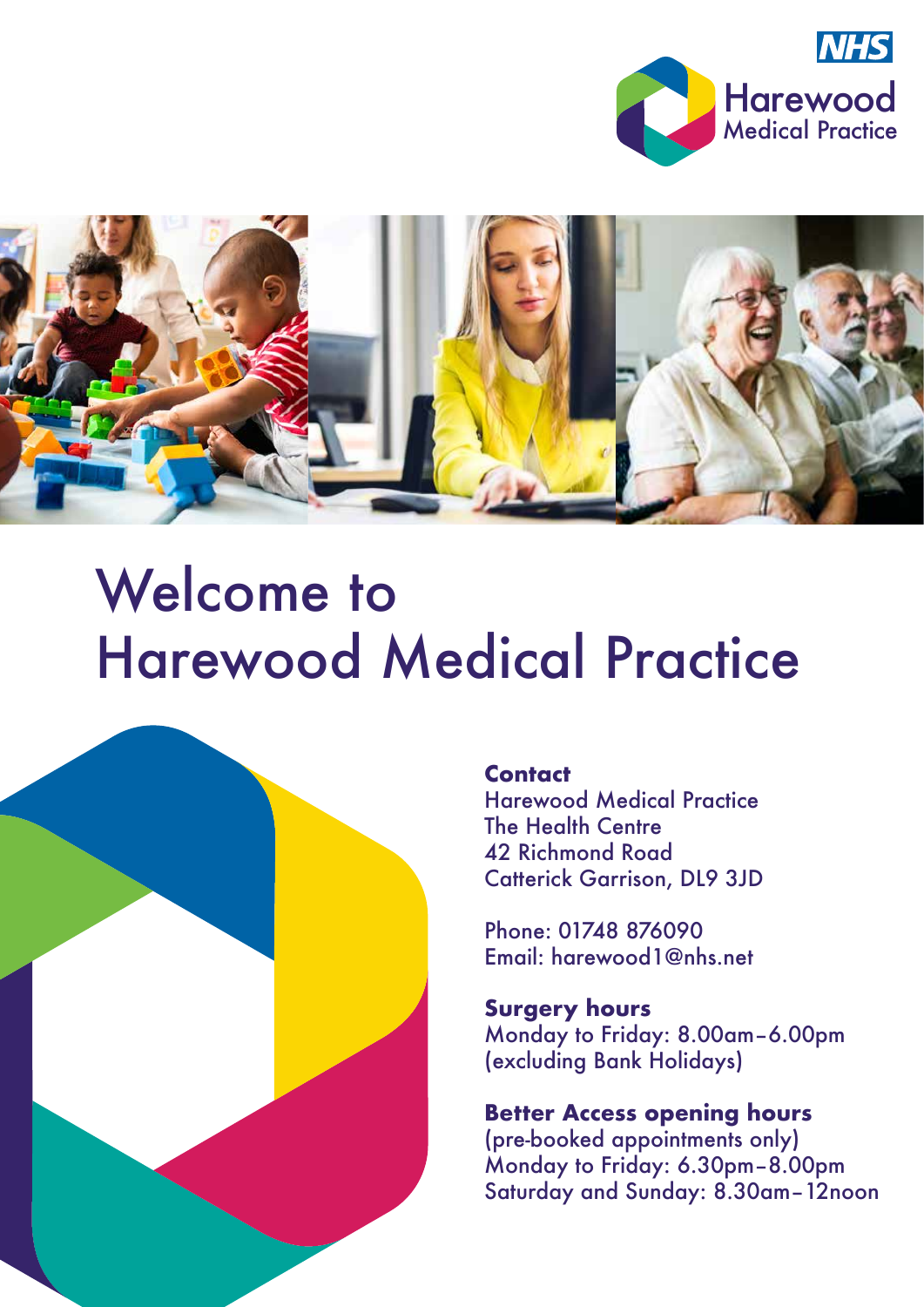NHS
Harewood
Medical Practice

# Welcome to Harewood Medical Practice

**Contact**
Harewood Medical Practice
The Health Centre
42 Richmond Road
Catterick Garrison, DL9 3JD

Phone: 01748 876090
Email: harewood1@nhs.net

**Surgery hours**
Monday to Friday: 8.00am–6.00pm
(excluding Bank Holidays)

**Better Access opening hours**
(pre-booked appointments only)
Monday to Friday: 6.30pm–8.00pm
Saturday and Sunday: 8.30am–12noon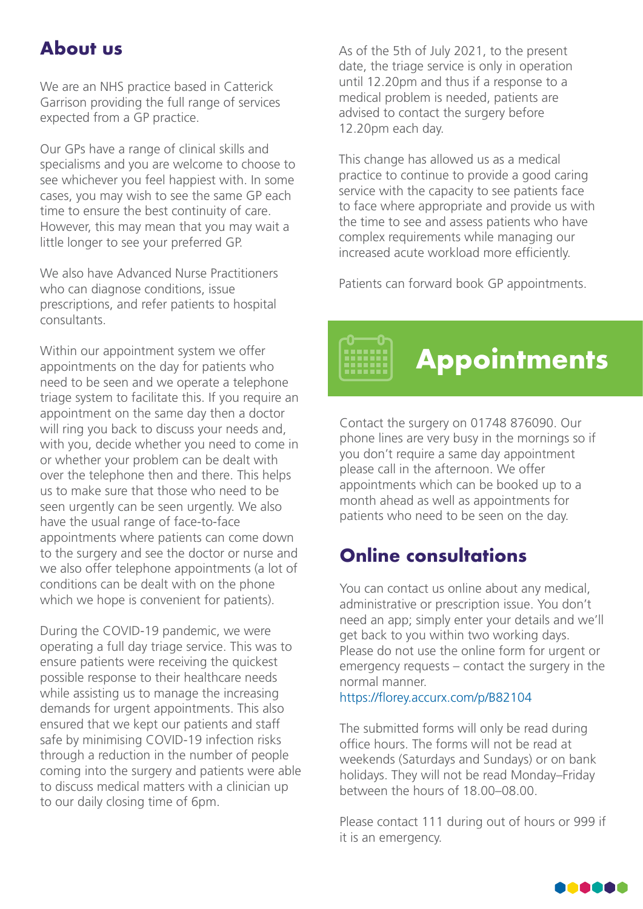## About us

We are an NHS practice based in Catterick Garrison providing the full range of services expected from a GP practice.

Our GPs have a range of clinical skills and specialisms and you are welcome to choose to see whichever you feel happiest with. In some cases, you may wish to see the same GP each time to ensure the best continuity of care. However, this may mean that you may wait a little longer to see your preferred GP.

We also have Advanced Nurse Practitioners who can diagnose conditions, issue prescriptions, and refer patients to hospital consultants.

Within our appointment system we offer appointments on the day for patients who need to be seen and we operate a telephone triage system to facilitate this. If you require an appointment on the same day then a doctor will ring you back to discuss your needs and, with you, decide whether you need to come in or whether your problem can be dealt with over the telephone then and there. This helps us to make sure that those who need to be seen urgently can be seen urgently. We also have the usual range of face-to-face appointments where patients can come down to the surgery and see the doctor or nurse and we also offer telephone appointments (a lot of conditions can be dealt with on the phone which we hope is convenient for patients).

During the COVID-19 pandemic, we were operating a full day triage service. This was to ensure patients were receiving the quickest possible response to their healthcare needs while assisting us to manage the increasing demands for urgent appointments. This also ensured that we kept our patients and staff safe by minimising COVID-19 infection risks through a reduction in the number of people coming into the surgery and patients were able to discuss medical matters with a clinician up to our daily closing time of 6pm.

As of the 5th of July 2021, to the present date, the triage service is only in operation until 12.20pm and thus if a response to a medical problem is needed, patients are advised to contact the surgery before 12.20pm each day.

This change has allowed us as a medical practice to continue to provide a good caring service with the capacity to see patients face to face where appropriate and provide us with the time to see and assess patients who have complex requirements while managing our increased acute workload more efficiently.

Patients can forward book GP appointments.

# Appointments

Contact the surgery on 01748 876090. Our phone lines are very busy in the mornings so if you don't require a same day appointment please call in the afternoon. We offer appointments which can be booked up to a month ahead as well as appointments for patients who need to be seen on the day.

## Online consultations

You can contact us online about any medical, administrative or prescription issue. You don't need an app; simply enter your details and we'll get back to you within two working days. Please do not use the online form for urgent or emergency requests – contact the surgery in the normal manner.
https://florey.accurx.com/p/B82104

The submitted forms will only be read during office hours. The forms will not be read at weekends (Saturdays and Sundays) or on bank holidays. They will not be read Monday–Friday between the hours of 18.00–08.00.

Please contact 111 during out of hours or 999 if it is an emergency.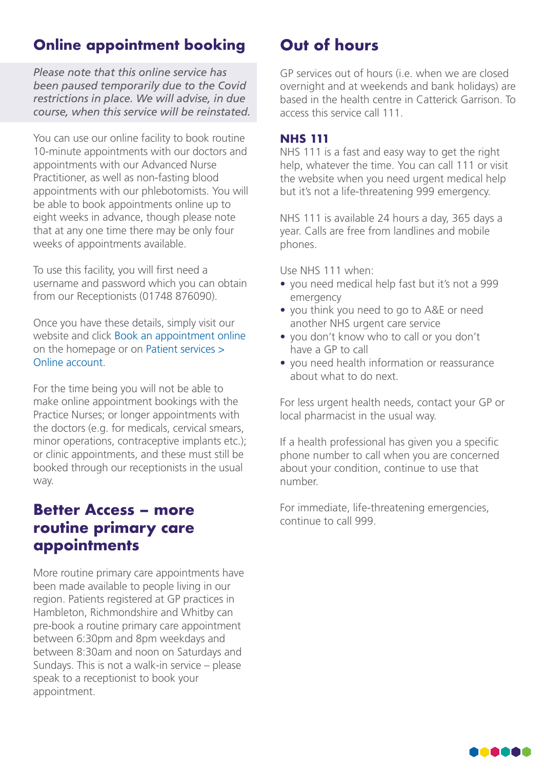## Online appointment booking

*Please note that this online service has been paused temporarily due to the Covid restrictions in place. We will advise, in due course, when this service will be reinstated.*

You can use our online facility to book routine 10-minute appointments with our doctors and appointments with our Advanced Nurse Practitioner, as well as non-fasting blood appointments with our phlebotomists. You will be able to book appointments online up to eight weeks in advance, though please note that at any one time there may be only four weeks of appointments available.

To use this facility, you will first need a username and password which you can obtain from our Receptionists (01748 876090).

Once you have these details, simply visit our website and click Book an appointment online on the homepage or on Patient services > Online account.

For the time being you will not be able to make online appointment bookings with the Practice Nurses; or longer appointments with the doctors (e.g. for medicals, cervical smears, minor operations, contraceptive implants etc.); or clinic appointments, and these must still be booked through our receptionists in the usual way.

## Better Access – more routine primary care appointments

More routine primary care appointments have been made available to people living in our region. Patients registered at GP practices in Hambleton, Richmondshire and Whitby can pre-book a routine primary care appointment between 6:30pm and 8pm weekdays and between 8:30am and noon on Saturdays and Sundays. This is not a walk-in service – please speak to a receptionist to book your appointment.

## Out of hours

GP services out of hours (i.e. when we are closed overnight and at weekends and bank holidays) are based in the health centre in Catterick Garrison. To access this service call 111.

### NHS 111

NHS 111 is a fast and easy way to get the right help, whatever the time. You can call 111 or visit the website when you need urgent medical help but it's not a life-threatening 999 emergency.

NHS 111 is available 24 hours a day, 365 days a year. Calls are free from landlines and mobile phones.

Use NHS 111 when:

- you need medical help fast but it's not a 999 emergency
- you think you need to go to A&E or need another NHS urgent care service
- you don't know who to call or you don't have a GP to call
- you need health information or reassurance about what to do next.

For less urgent health needs, contact your GP or local pharmacist in the usual way.

If a health professional has given you a specific phone number to call when you are concerned about your condition, continue to use that number.

For immediate, life-threatening emergencies, continue to call 999.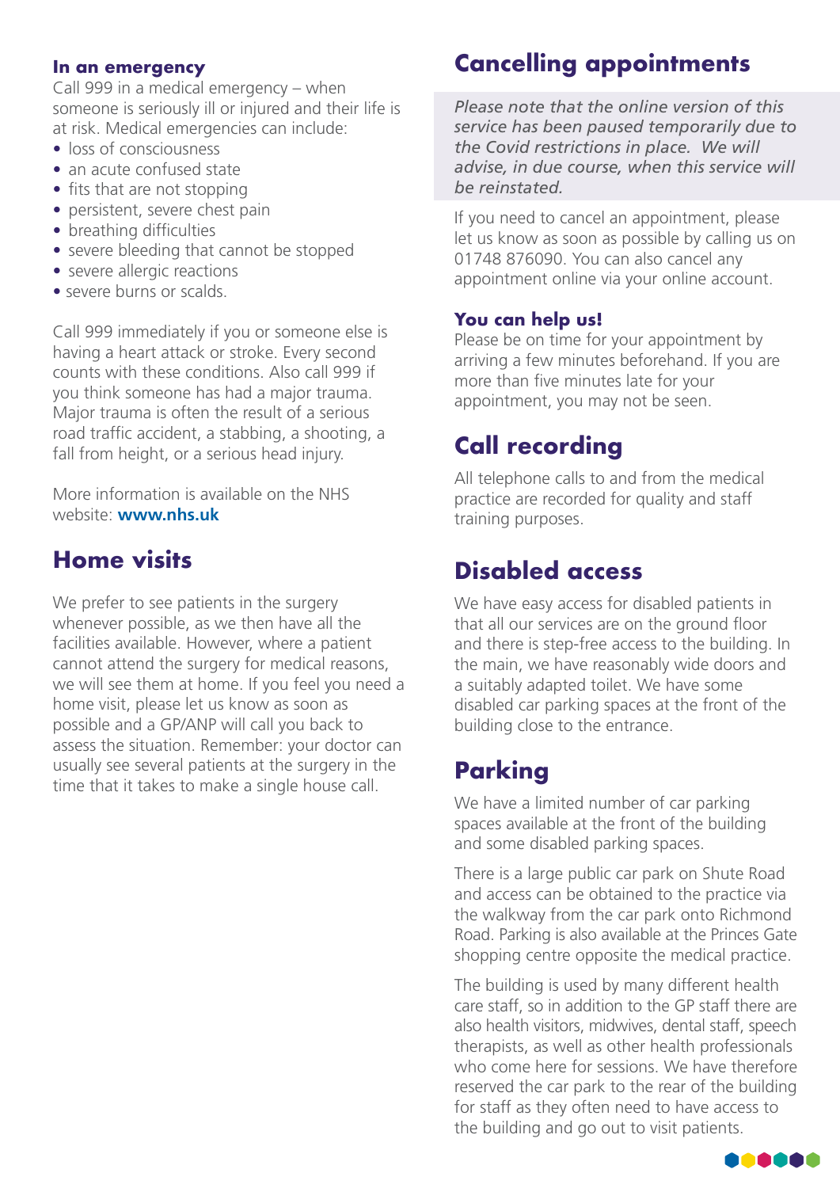**In an emergency**

Call 999 in a medical emergency – when someone is seriously ill or injured and their life is at risk. Medical emergencies can include:

- loss of consciousness
- an acute confused state
- fits that are not stopping
- persistent, severe chest pain
- breathing difficulties
- severe bleeding that cannot be stopped
- severe allergic reactions
- severe burns or scalds.

Call 999 immediately if you or someone else is having a heart attack or stroke. Every second counts with these conditions. Also call 999 if you think someone has had a major trauma. Major trauma is often the result of a serious road traffic accident, a stabbing, a shooting, a fall from height, or a serious head injury.

More information is available on the NHS website: **www.nhs.uk**

## Home visits

We prefer to see patients in the surgery whenever possible, as we then have all the facilities available. However, where a patient cannot attend the surgery for medical reasons, we will see them at home. If you feel you need a home visit, please let us know as soon as possible and a GP/ANP will call you back to assess the situation. Remember: your doctor can usually see several patients at the surgery in the time that it takes to make a single house call.

## Cancelling appointments

*Please note that the online version of this service has been paused temporarily due to the Covid restrictions in place. We will advise, in due course, when this service will be reinstated.*

If you need to cancel an appointment, please let us know as soon as possible by calling us on 01748 876090. You can also cancel any appointment online via your online account.

**You can help us!**

Please be on time for your appointment by arriving a few minutes beforehand. If you are more than five minutes late for your appointment, you may not be seen.

## Call recording

All telephone calls to and from the medical practice are recorded for quality and staff training purposes.

## Disabled access

We have easy access for disabled patients in that all our services are on the ground floor and there is step-free access to the building. In the main, we have reasonably wide doors and a suitably adapted toilet. We have some disabled car parking spaces at the front of the building close to the entrance.

## Parking

We have a limited number of car parking spaces available at the front of the building and some disabled parking spaces.

There is a large public car park on Shute Road and access can be obtained to the practice via the walkway from the car park onto Richmond Road. Parking is also available at the Princes Gate shopping centre opposite the medical practice.

The building is used by many different health care staff, so in addition to the GP staff there are also health visitors, midwives, dental staff, speech therapists, as well as other health professionals who come here for sessions. We have therefore reserved the car park to the rear of the building for staff as they often need to have access to the building and go out to visit patients.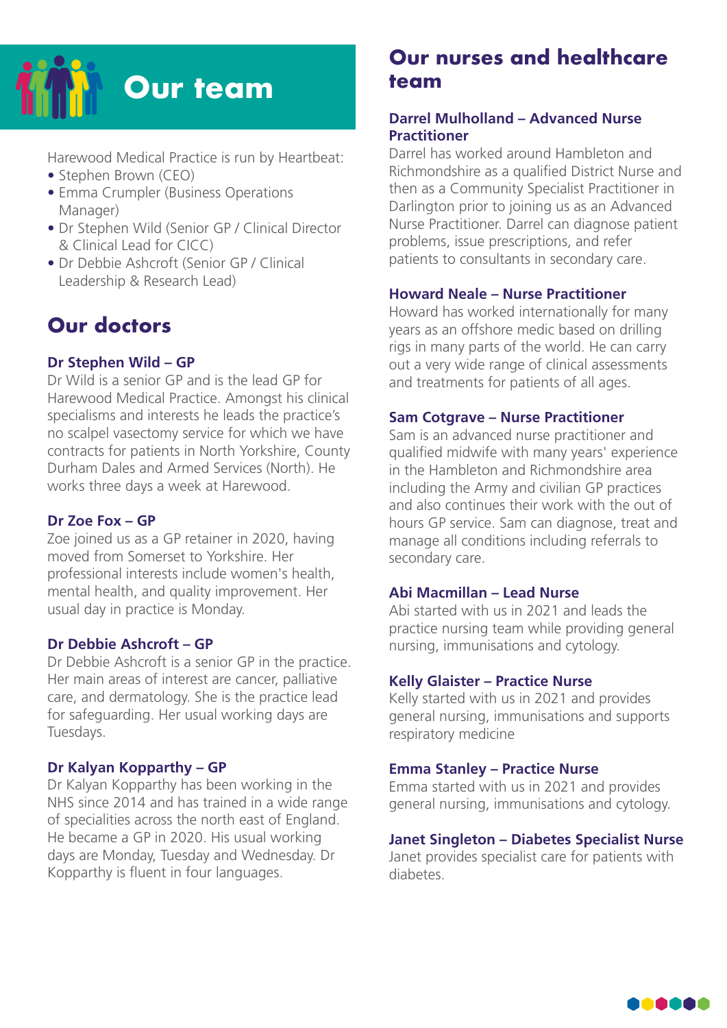# Our team

Harewood Medical Practice is run by Heartbeat:

- Stephen Brown (CEO)
- Emma Crumpler (Business Operations Manager)
- Dr Stephen Wild (Senior GP / Clinical Director & Clinical Lead for CICC)
- Dr Debbie Ashcroft (Senior GP / Clinical Leadership & Research Lead)

## Our doctors

### Dr Stephen Wild – GP

Dr Wild is a senior GP and is the lead GP for Harewood Medical Practice. Amongst his clinical specialisms and interests he leads the practice's no scalpel vasectomy service for which we have contracts for patients in North Yorkshire, County Durham Dales and Armed Services (North). He works three days a week at Harewood.

### Dr Zoe Fox – GP

Zoe joined us as a GP retainer in 2020, having moved from Somerset to Yorkshire. Her professional interests include women's health, mental health, and quality improvement. Her usual day in practice is Monday.

### Dr Debbie Ashcroft – GP

Dr Debbie Ashcroft is a senior GP in the practice. Her main areas of interest are cancer, palliative care, and dermatology. She is the practice lead for safeguarding. Her usual working days are Tuesdays.

### Dr Kalyan Kopparthy – GP

Dr Kalyan Kopparthy has been working in the NHS since 2014 and has trained in a wide range of specialities across the north east of England. He became a GP in 2020. His usual working days are Monday, Tuesday and Wednesday. Dr Kopparthy is fluent in four languages.

## Our nurses and healthcare team

### Darrel Mulholland – Advanced Nurse Practitioner

Darrel has worked around Hambleton and Richmondshire as a qualified District Nurse and then as a Community Specialist Practitioner in Darlington prior to joining us as an Advanced Nurse Practitioner. Darrel can diagnose patient problems, issue prescriptions, and refer patients to consultants in secondary care.

### Howard Neale – Nurse Practitioner

Howard has worked internationally for many years as an offshore medic based on drilling rigs in many parts of the world. He can carry out a very wide range of clinical assessments and treatments for patients of all ages.

### Sam Cotgrave – Nurse Practitioner

Sam is an advanced nurse practitioner and qualified midwife with many years' experience in the Hambleton and Richmondshire area including the Army and civilian GP practices and also continues their work with the out of hours GP service. Sam can diagnose, treat and manage all conditions including referrals to secondary care.

### Abi Macmillan – Lead Nurse

Abi started with us in 2021 and leads the practice nursing team while providing general nursing, immunisations and cytology.

### Kelly Glaister – Practice Nurse

Kelly started with us in 2021 and provides general nursing, immunisations and supports respiratory medicine

### Emma Stanley – Practice Nurse

Emma started with us in 2021 and provides general nursing, immunisations and cytology.

### Janet Singleton – Diabetes Specialist Nurse

Janet provides specialist care for patients with diabetes.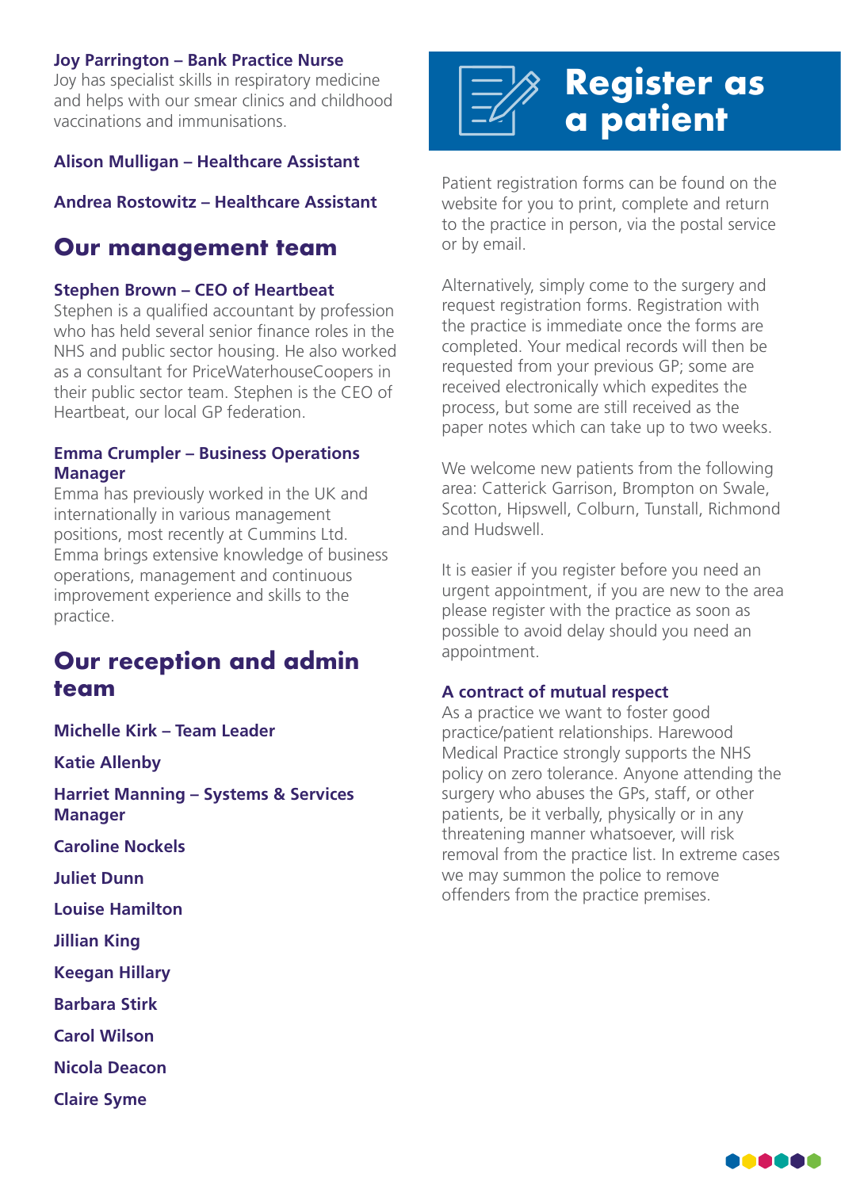**Joy Parrington – Bank Practice Nurse**
Joy has specialist skills in respiratory medicine and helps with our smear clinics and childhood vaccinations and immunisations.

**Alison Mulligan – Healthcare Assistant**

**Andrea Rostowitz – Healthcare Assistant**

## Our management team

**Stephen Brown – CEO of Heartbeat**
Stephen is a qualified accountant by profession who has held several senior finance roles in the NHS and public sector housing. He also worked as a consultant for PriceWaterhouseCoopers in their public sector team. Stephen is the CEO of Heartbeat, our local GP federation.

**Emma Crumpler – Business Operations Manager**
Emma has previously worked in the UK and internationally in various management positions, most recently at Cummins Ltd. Emma brings extensive knowledge of business operations, management and continuous improvement experience and skills to the practice.

## Our reception and admin team

**Michelle Kirk – Team Leader**

**Katie Allenby**

**Harriet Manning – Systems & Services Manager**

**Caroline Nockels**

**Juliet Dunn**

**Louise Hamilton**

**Jillian King**

**Keegan Hillary**

**Barbara Stirk**

**Carol Wilson**

**Nicola Deacon**

**Claire Syme**

# Register as a patient

Patient registration forms can be found on the website for you to print, complete and return to the practice in person, via the postal service or by email.

Alternatively, simply come to the surgery and request registration forms. Registration with the practice is immediate once the forms are completed. Your medical records will then be requested from your previous GP; some are received electronically which expedites the process, but some are still received as the paper notes which can take up to two weeks.

We welcome new patients from the following area: Catterick Garrison, Brompton on Swale, Scotton, Hipswell, Colburn, Tunstall, Richmond and Hudswell.

It is easier if you register before you need an urgent appointment, if you are new to the area please register with the practice as soon as possible to avoid delay should you need an appointment.

**A contract of mutual respect**
As a practice we want to foster good practice/patient relationships. Harewood Medical Practice strongly supports the NHS policy on zero tolerance. Anyone attending the surgery who abuses the GPs, staff, or other patients, be it verbally, physically or in any threatening manner whatsoever, will risk removal from the practice list. In extreme cases we may summon the police to remove offenders from the practice premises.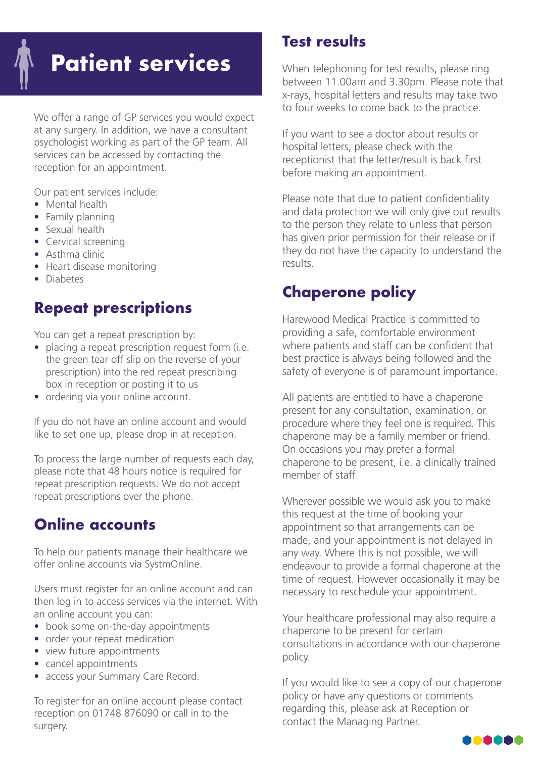# Patient services

We offer a range of GP services you would expect at any surgery. In addition, we have a consultant psychologist working as part of the GP team. All services can be accessed by contacting the reception for an appointment.

Our patient services include:

- Mental health
- Family planning
- Sexual health
- Cervical screening
- Asthma clinic
- Heart disease monitoring
- Diabetes

## Repeat prescriptions

You can get a repeat prescription by:

- placing a repeat prescription request form (i.e. the green tear off slip on the reverse of your prescription) into the red repeat prescribing box in reception or posting it to us
- ordering via your online account.

If you do not have an online account and would like to set one up, please drop in at reception.

To process the large number of requests each day, please note that 48 hours notice is required for repeat prescription requests. We do not accept repeat prescriptions over the phone.

## Online accounts

To help our patients manage their healthcare we offer online accounts via SystmOnline.

Users must register for an online account and can then log in to access services via the internet. With an online account you can:

- book some on-the-day appointments
- order your repeat medication
- view future appointments
- cancel appointments
- access your Summary Care Record.

To register for an online account please contact reception on 01748 876090 or call in to the surgery.

## Test results

When telephoning for test results, please ring between 11.00am and 3.30pm. Please note that x-rays, hospital letters and results may take two to four weeks to come back to the practice.

If you want to see a doctor about results or hospital letters, please check with the receptionist that the letter/result is back first before making an appointment.

Please note that due to patient confidentiality and data protection we will only give out results to the person they relate to unless that person has given prior permission for their release or if they do not have the capacity to understand the results.

## Chaperone policy

Harewood Medical Practice is committed to providing a safe, comfortable environment where patients and staff can be confident that best practice is always being followed and the safety of everyone is of paramount importance.

All patients are entitled to have a chaperone present for any consultation, examination, or procedure where they feel one is required. This chaperone may be a family member or friend. On occasions you may prefer a formal chaperone to be present, i.e. a clinically trained member of staff.

Wherever possible we would ask you to make this request at the time of booking your appointment so that arrangements can be made, and your appointment is not delayed in any way. Where this is not possible, we will endeavour to provide a formal chaperone at the time of request. However occasionally it may be necessary to reschedule your appointment.

Your healthcare professional may also require a chaperone to be present for certain consultations in accordance with our chaperone policy.

If you would like to see a copy of our chaperone policy or have any questions or comments regarding this, please ask at Reception or contact the Managing Partner.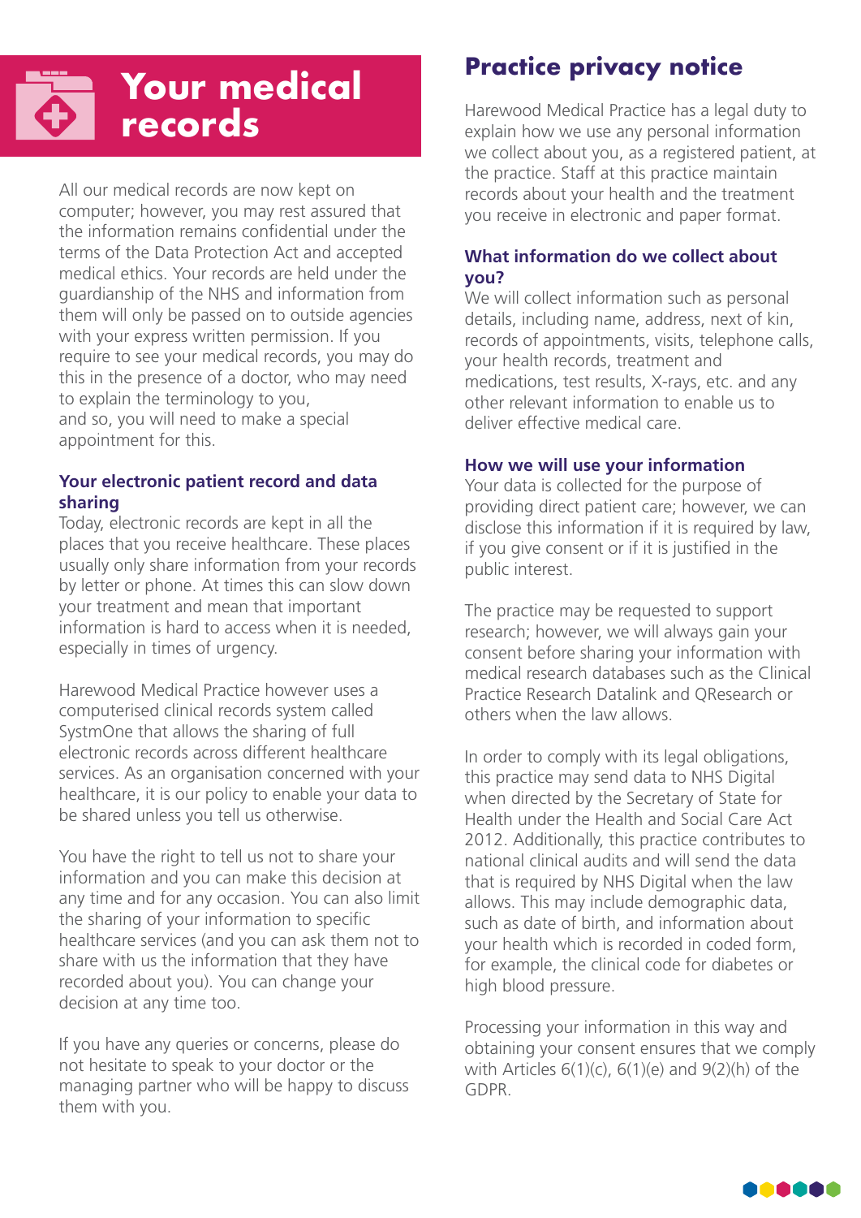# Your medical records

All our medical records are now kept on computer; however, you may rest assured that the information remains confidential under the terms of the Data Protection Act and accepted medical ethics. Your records are held under the guardianship of the NHS and information from them will only be passed on to outside agencies with your express written permission. If you require to see your medical records, you may do this in the presence of a doctor, who may need to explain the terminology to you, and so, you will need to make a special appointment for this.

### Your electronic patient record and data sharing

Today, electronic records are kept in all the places that you receive healthcare. These places usually only share information from your records by letter or phone. At times this can slow down your treatment and mean that important information is hard to access when it is needed, especially in times of urgency.

Harewood Medical Practice however uses a computerised clinical records system called SystmOne that allows the sharing of full electronic records across different healthcare services. As an organisation concerned with your healthcare, it is our policy to enable your data to be shared unless you tell us otherwise.

You have the right to tell us not to share your information and you can make this decision at any time and for any occasion. You can also limit the sharing of your information to specific healthcare services (and you can ask them not to share with us the information that they have recorded about you). You can change your decision at any time too.

If you have any queries or concerns, please do not hesitate to speak to your doctor or the managing partner who will be happy to discuss them with you.

## Practice privacy notice

Harewood Medical Practice has a legal duty to explain how we use any personal information we collect about you, as a registered patient, at the practice. Staff at this practice maintain records about your health and the treatment you receive in electronic and paper format.

### What information do we collect about you?

We will collect information such as personal details, including name, address, next of kin, records of appointments, visits, telephone calls, your health records, treatment and medications, test results, X-rays, etc. and any other relevant information to enable us to deliver effective medical care.

### How we will use your information

Your data is collected for the purpose of providing direct patient care; however, we can disclose this information if it is required by law, if you give consent or if it is justified in the public interest.

The practice may be requested to support research; however, we will always gain your consent before sharing your information with medical research databases such as the Clinical Practice Research Datalink and QResearch or others when the law allows.

In order to comply with its legal obligations, this practice may send data to NHS Digital when directed by the Secretary of State for Health under the Health and Social Care Act 2012. Additionally, this practice contributes to national clinical audits and will send the data that is required by NHS Digital when the law allows. This may include demographic data, such as date of birth, and information about your health which is recorded in coded form, for example, the clinical code for diabetes or high blood pressure.

Processing your information in this way and obtaining your consent ensures that we comply with Articles 6(1)(c), 6(1)(e) and 9(2)(h) of the GDPR.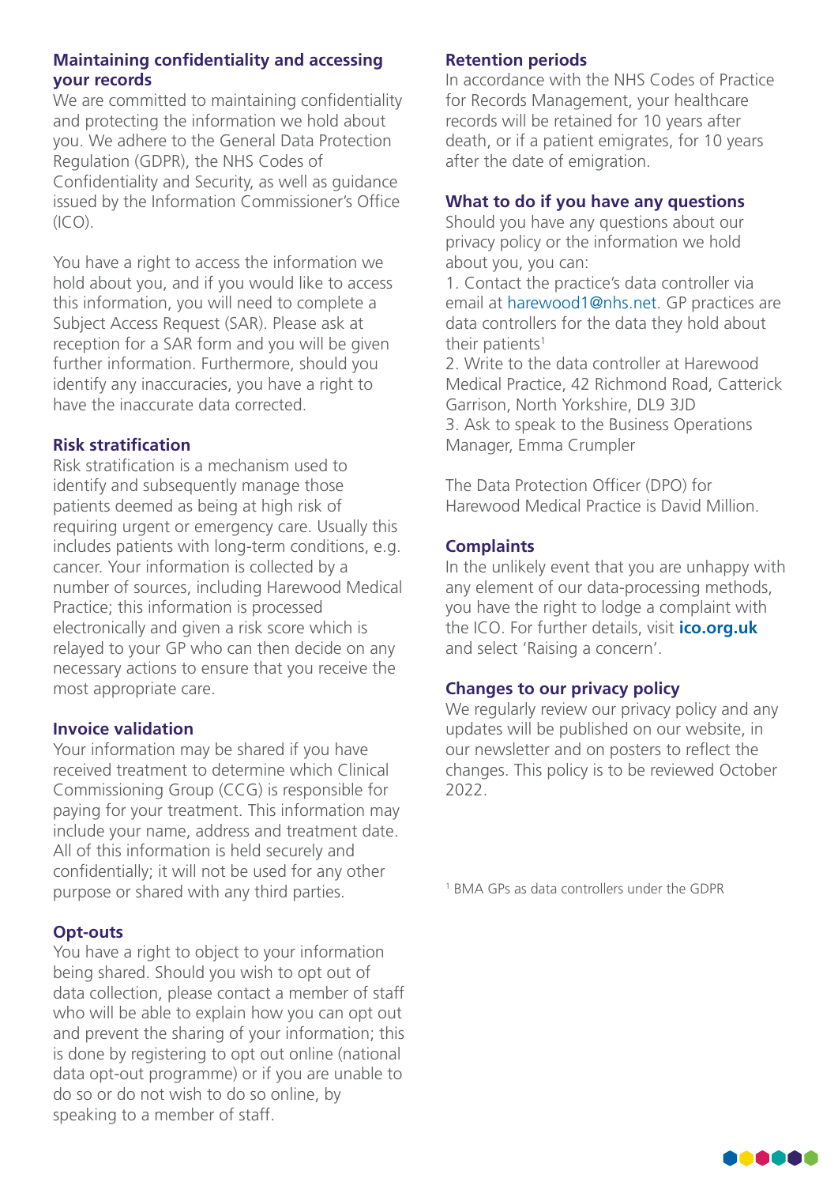## Maintaining confidentiality and accessing your records

We are committed to maintaining confidentiality and protecting the information we hold about you. We adhere to the General Data Protection Regulation (GDPR), the NHS Codes of Confidentiality and Security, as well as guidance issued by the Information Commissioner's Office (ICO).

You have a right to access the information we hold about you, and if you would like to access this information, you will need to complete a Subject Access Request (SAR). Please ask at reception for a SAR form and you will be given further information. Furthermore, should you identify any inaccuracies, you have a right to have the inaccurate data corrected.

## Risk stratification

Risk stratification is a mechanism used to identify and subsequently manage those patients deemed as being at high risk of requiring urgent or emergency care. Usually this includes patients with long-term conditions, e.g. cancer. Your information is collected by a number of sources, including Harewood Medical Practice; this information is processed electronically and given a risk score which is relayed to your GP who can then decide on any necessary actions to ensure that you receive the most appropriate care.

## Invoice validation

Your information may be shared if you have received treatment to determine which Clinical Commissioning Group (CCG) is responsible for paying for your treatment. This information may include your name, address and treatment date. All of this information is held securely and confidentially; it will not be used for any other purpose or shared with any third parties.

## Opt-outs

You have a right to object to your information being shared. Should you wish to opt out of data collection, please contact a member of staff who will be able to explain how you can opt out and prevent the sharing of your information; this is done by registering to opt out online (national data opt-out programme) or if you are unable to do so or do not wish to do so online, by speaking to a member of staff.

## Retention periods

In accordance with the NHS Codes of Practice for Records Management, your healthcare records will be retained for 10 years after death, or if a patient emigrates, for 10 years after the date of emigration.

## What to do if you have any questions

Should you have any questions about our privacy policy or the information we hold about you, you can:

1. Contact the practice's data controller via email at harewood1@nhs.net. GP practices are data controllers for the data they hold about their patients[1]
2. Write to the data controller at Harewood Medical Practice, 42 Richmond Road, Catterick Garrison, North Yorkshire, DL9 3JD
3. Ask to speak to the Business Operations Manager, Emma Crumpler

The Data Protection Officer (DPO) for Harewood Medical Practice is David Million.

## Complaints

In the unlikely event that you are unhappy with any element of our data-processing methods, you have the right to lodge a complaint with the ICO. For further details, visit **ico.org.uk** and select 'Raising a concern'.

## Changes to our privacy policy

We regularly review our privacy policy and any updates will be published on our website, in our newsletter and on posters to reflect the changes. This policy is to be reviewed October 2022.

[1] BMA GPs as data controllers under the GDPR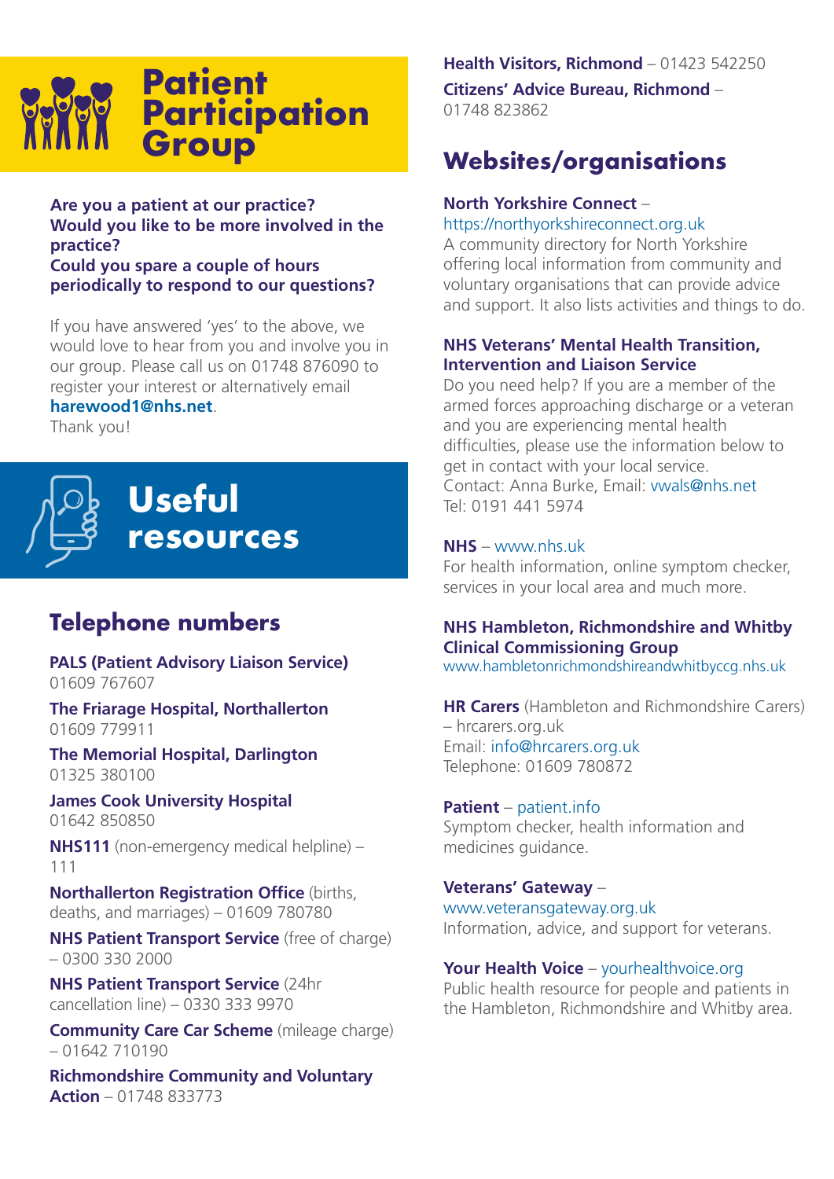# Patient Participation Group

**Are you a patient at our practice?**
**Would you like to be more involved in the practice?**
**Could you spare a couple of hours periodically to respond to our questions?**

If you have answered 'yes' to the above, we would love to hear from you and involve you in our group. Please call us on 01748 876090 to register your interest or alternatively email **harewood1@nhs.net**.
Thank you!

# Useful resources

## Telephone numbers

**PALS (Patient Advisory Liaison Service)**
01609 767607

**The Friarage Hospital, Northallerton**
01609 779911

**The Memorial Hospital, Darlington**
01325 380100

**James Cook University Hospital**
01642 850850

**NHS111** (non-emergency medical helpline) – 111

**Northallerton Registration Office** (births, deaths, and marriages) – 01609 780780

**NHS Patient Transport Service** (free of charge) – 0300 330 2000

**NHS Patient Transport Service** (24hr cancellation line) – 0330 333 9970

**Community Care Car Scheme** (mileage charge) – 01642 710190

**Richmondshire Community and Voluntary Action** – 01748 833773

**Health Visitors, Richmond** – 01423 542250

**Citizens' Advice Bureau, Richmond** – 01748 823862

## Websites/organisations

**North Yorkshire Connect** – https://northyorkshireconnect.org.uk
A community directory for North Yorkshire offering local information from community and voluntary organisations that can provide advice and support. It also lists activities and things to do.

**NHS Veterans' Mental Health Transition, Intervention and Liaison Service**
Do you need help? If you are a member of the armed forces approaching discharge or a veteran and you are experiencing mental health difficulties, please use the information below to get in contact with your local service.
Contact: Anna Burke, Email: vwals@nhs.net
Tel: 0191 441 5974

**NHS** – www.nhs.uk
For health information, online symptom checker, services in your local area and much more.

**NHS Hambleton, Richmondshire and Whitby Clinical Commissioning Group**
www.hambletonrichmondshireandwhitbyccg.nhs.uk

**HR Carers** (Hambleton and Richmondshire Carers) – hrcarers.org.uk
Email: info@hrcarers.org.uk
Telephone: 01609 780872

**Patient** – patient.info
Symptom checker, health information and medicines guidance.

**Veterans' Gateway** – www.veteransgateway.org.uk
Information, advice, and support for veterans.

**Your Health Voice** – yourhealthvoice.org
Public health resource for people and patients in the Hambleton, Richmondshire and Whitby area.